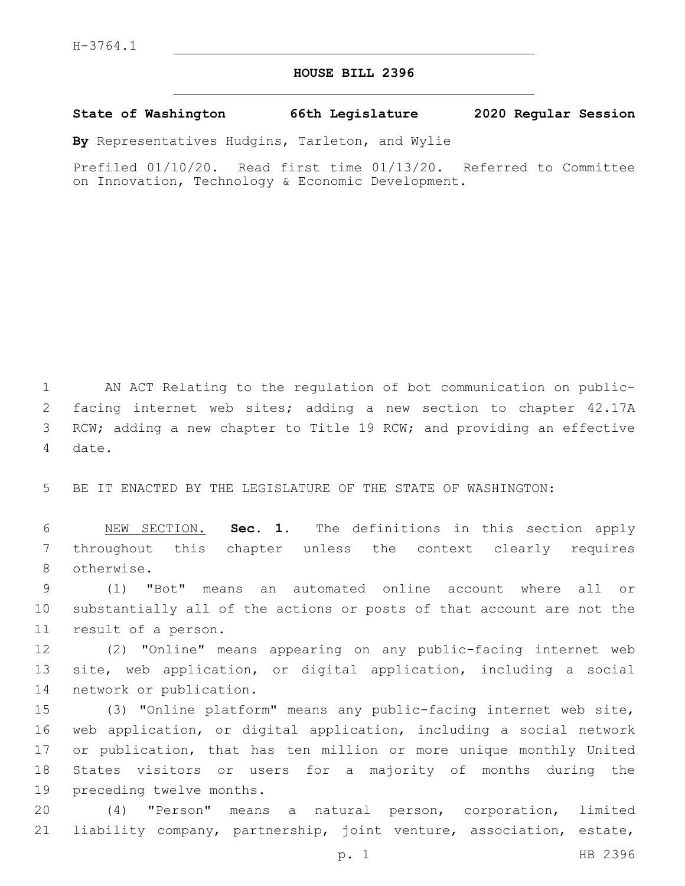H-3764.1

# HOUSE BILL 2396

**State of Washington 66th Legislature 2020 Regular Session**

**By** Representatives Hudgins, Tarleton, and Wylie

Prefiled 01/10/20. Read first time 01/13/20. Referred to Committee on Innovation, Technology & Economic Development.

AN ACT Relating to the regulation of bot communication on public-facing internet web sites; adding a new section to chapter 42.17A RCW; adding a new chapter to Title 19 RCW; and providing an effective date.

BE IT ENACTED BY THE LEGISLATURE OF THE STATE OF WASHINGTON:

NEW SECTION. **Sec. 1.** The definitions in this section apply throughout this chapter unless the context clearly requires otherwise.

(1) "Bot" means an automated online account where all or substantially all of the actions or posts of that account are not the result of a person.

(2) "Online" means appearing on any public-facing internet web site, web application, or digital application, including a social network or publication.

(3) "Online platform" means any public-facing internet web site, web application, or digital application, including a social network or publication, that has ten million or more unique monthly United States visitors or users for a majority of months during the preceding twelve months.

(4) "Person" means a natural person, corporation, limited liability company, partnership, joint venture, association, estate,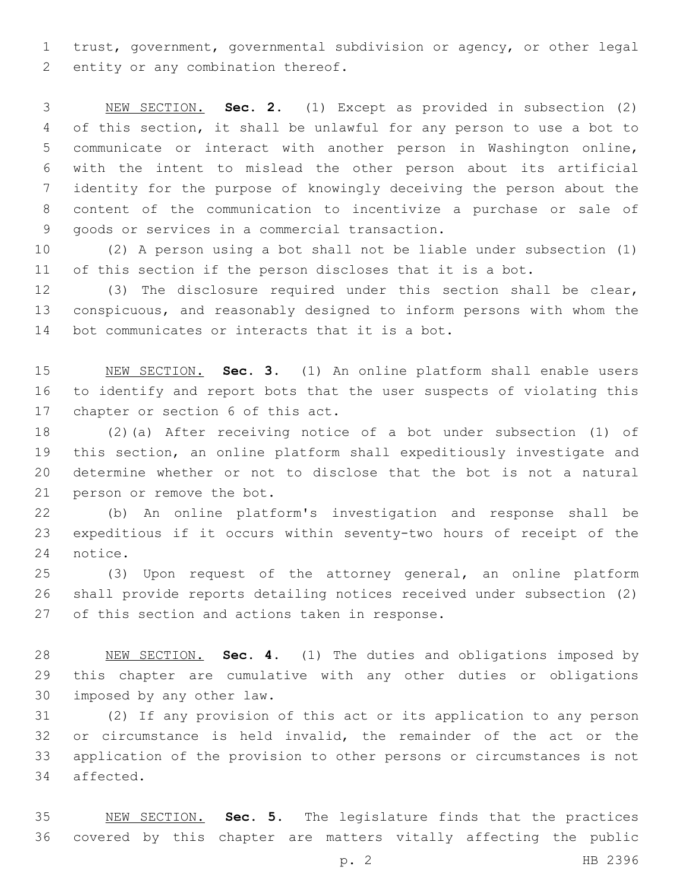trust, government, governmental subdivision or agency, or other legal entity or any combination thereof.

NEW SECTION. **Sec. 2.** (1) Except as provided in subsection (2) of this section, it shall be unlawful for any person to use a bot to communicate or interact with another person in Washington online, with the intent to mislead the other person about its artificial identity for the purpose of knowingly deceiving the person about the content of the communication to incentivize a purchase or sale of goods or services in a commercial transaction.

(2) A person using a bot shall not be liable under subsection (1) of this section if the person discloses that it is a bot.

(3) The disclosure required under this section shall be clear, conspicuous, and reasonably designed to inform persons with whom the bot communicates or interacts that it is a bot.

NEW SECTION. **Sec. 3.** (1) An online platform shall enable users to identify and report bots that the user suspects of violating this chapter or section 6 of this act.

(2)(a) After receiving notice of a bot under subsection (1) of this section, an online platform shall expeditiously investigate and determine whether or not to disclose that the bot is not a natural person or remove the bot.

(b) An online platform's investigation and response shall be expeditious if it occurs within seventy-two hours of receipt of the notice.

(3) Upon request of the attorney general, an online platform shall provide reports detailing notices received under subsection (2) of this section and actions taken in response.

NEW SECTION. **Sec. 4.** (1) The duties and obligations imposed by this chapter are cumulative with any other duties or obligations imposed by any other law.

(2) If any provision of this act or its application to any person or circumstance is held invalid, the remainder of the act or the application of the provision to other persons or circumstances is not affected.

NEW SECTION. **Sec. 5.** The legislature finds that the practices covered by this chapter are matters vitally affecting the public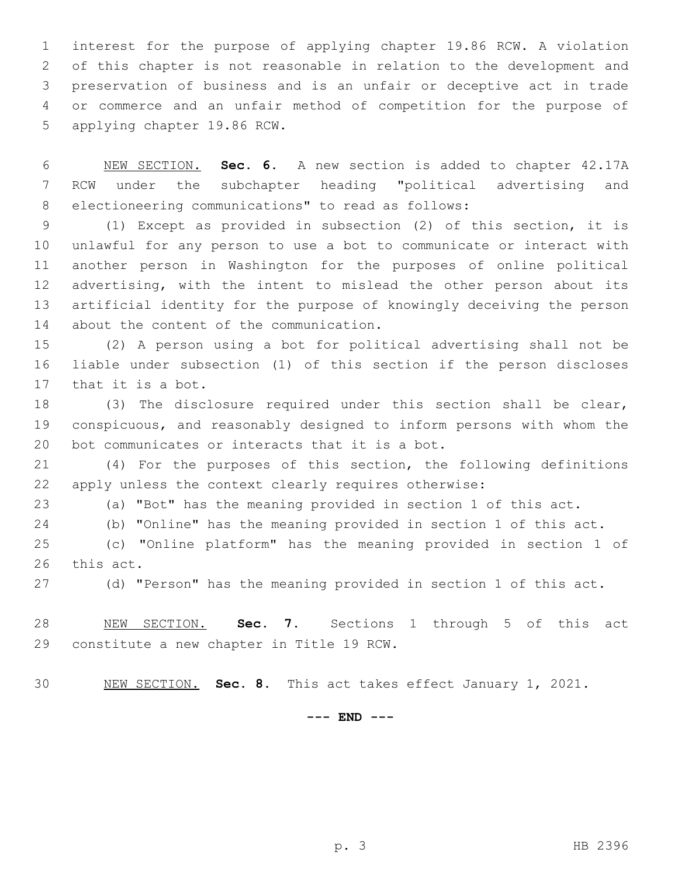interest for the purpose of applying chapter 19.86 RCW. A violation of this chapter is not reasonable in relation to the development and preservation of business and is an unfair or deceptive act in trade or commerce and an unfair method of competition for the purpose of applying chapter 19.86 RCW.

NEW SECTION. **Sec. 6.** A new section is added to chapter 42.17A RCW under the subchapter heading "political advertising and electioneering communications" to read as follows:

(1) Except as provided in subsection (2) of this section, it is unlawful for any person to use a bot to communicate or interact with another person in Washington for the purposes of online political advertising, with the intent to mislead the other person about its artificial identity for the purpose of knowingly deceiving the person about the content of the communication.

(2) A person using a bot for political advertising shall not be liable under subsection (1) of this section if the person discloses that it is a bot.

(3) The disclosure required under this section shall be clear, conspicuous, and reasonably designed to inform persons with whom the bot communicates or interacts that it is a bot.

(4) For the purposes of this section, the following definitions apply unless the context clearly requires otherwise:

(a) "Bot" has the meaning provided in section 1 of this act.

(b) "Online" has the meaning provided in section 1 of this act.

(c) "Online platform" has the meaning provided in section 1 of this act.

(d) "Person" has the meaning provided in section 1 of this act.

NEW SECTION. **Sec. 7.** Sections 1 through 5 of this act constitute a new chapter in Title 19 RCW.

NEW SECTION. **Sec. 8.** This act takes effect January 1, 2021.

**--- END ---**